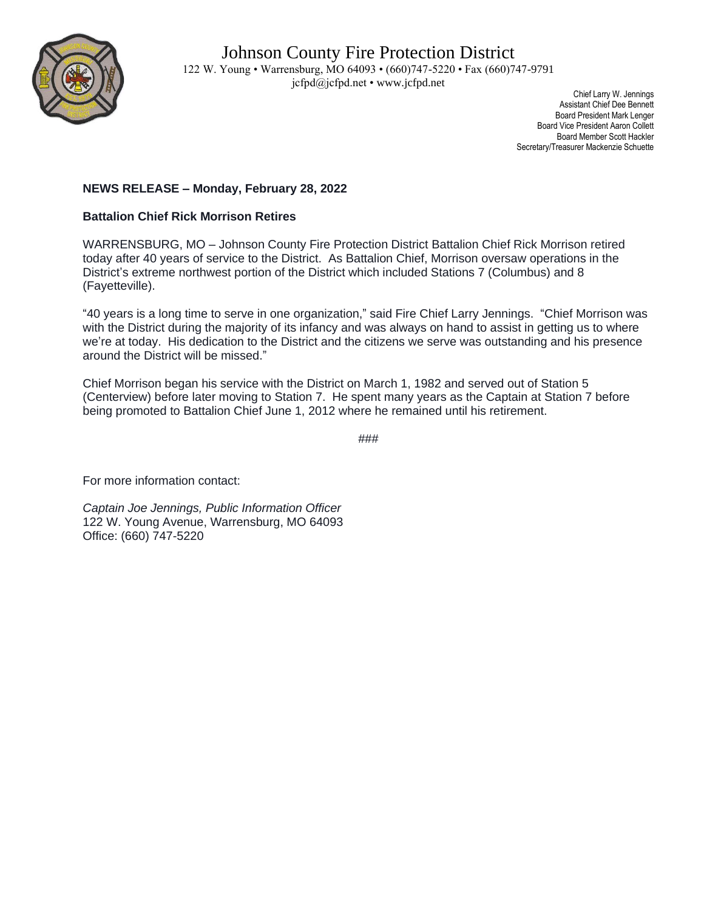# Johnson County Fire Protection District

122 W. Young • Warrensburg, MO 64093 • (660)747-5220 • Fax (660)747-9791
jcfpd@jcfpd.net • www.jcfpd.net

Chief Larry W. Jennings
Assistant Chief Dee Bennett
Board President Mark Lenger
Board Vice President Aaron Collett
Board Member Scott Hackler
Secretary/Treasurer Mackenzie Schuette

**NEWS RELEASE – Monday, February 28, 2022**

**Battalion Chief Rick Morrison Retires**

WARRENSBURG, MO – Johnson County Fire Protection District Battalion Chief Rick Morrison retired today after 40 years of service to the District. As Battalion Chief, Morrison oversaw operations in the District's extreme northwest portion of the District which included Stations 7 (Columbus) and 8 (Fayetteville).

"40 years is a long time to serve in one organization," said Fire Chief Larry Jennings. "Chief Morrison was with the District during the majority of its infancy and was always on hand to assist in getting us to where we're at today. His dedication to the District and the citizens we serve was outstanding and his presence around the District will be missed."

Chief Morrison began his service with the District on March 1, 1982 and served out of Station 5 (Centerview) before later moving to Station 7. He spent many years as the Captain at Station 7 before being promoted to Battalion Chief June 1, 2012 where he remained until his retirement.

###

For more information contact:

*Captain Joe Jennings, Public Information Officer*
122 W. Young Avenue, Warrensburg, MO 64093
Office: (660) 747-5220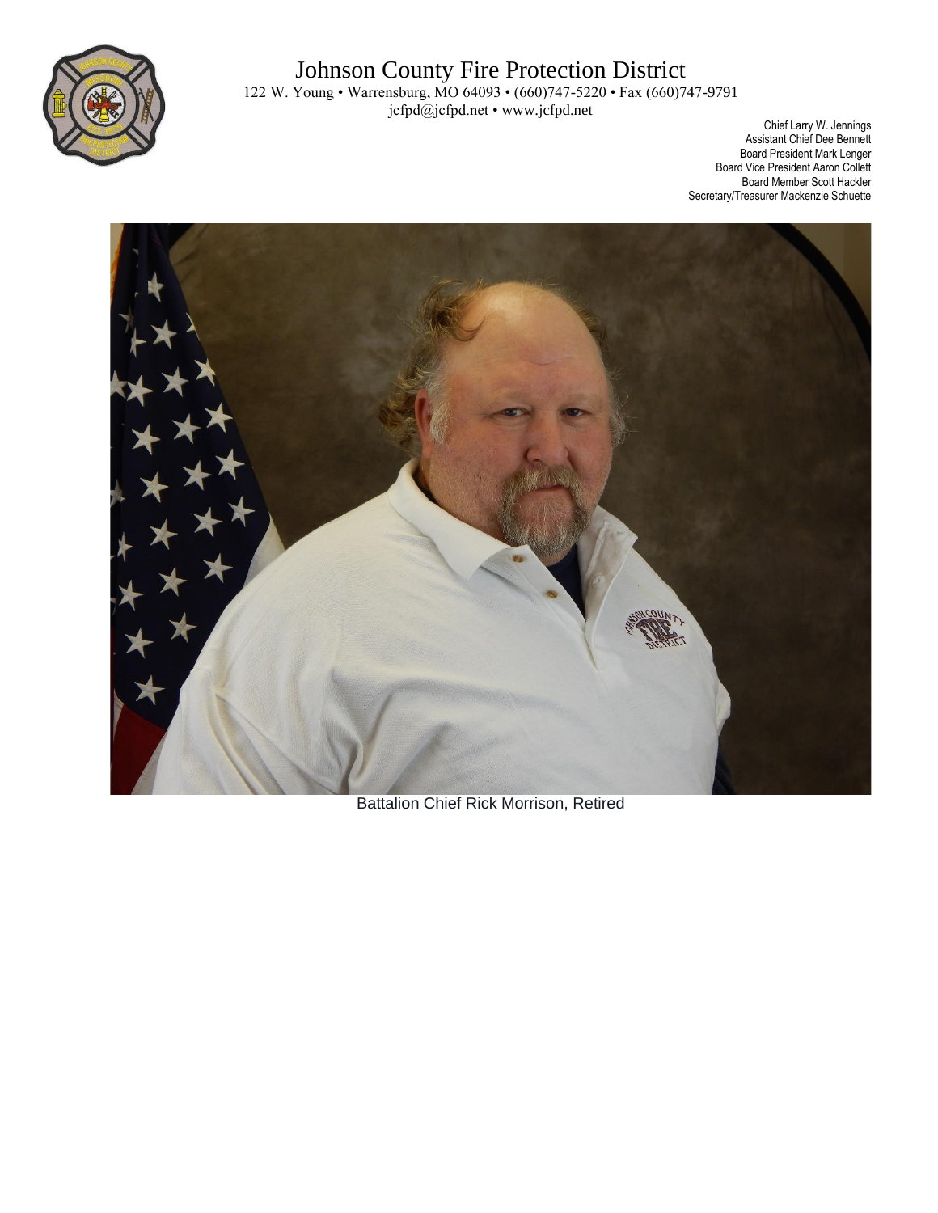# Johnson County Fire Protection District

122 W. Young • Warrensburg, MO 64093 • (660)747-5220 • Fax (660)747-9791
jcfpd@jcfpd.net • www.jcfpd.net

Chief Larry W. Jennings
Assistant Chief Dee Bennett
Board President Mark Lenger
Board Vice President Aaron Collett
Board Member Scott Hackler
Secretary/Treasurer Mackenzie Schuette

Battalion Chief Rick Morrison, Retired